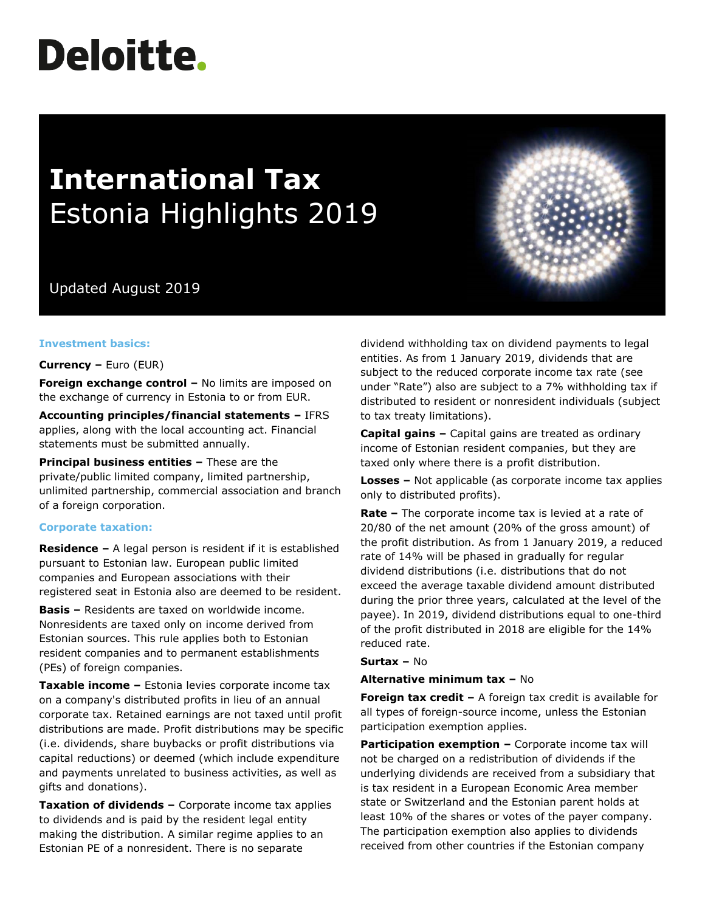Deloitte.

# International Tax
## Estonia Highlights 2019

Updated August 2019

### Investment basics:

**Currency –** Euro (EUR)

**Foreign exchange control –** No limits are imposed on the exchange of currency in Estonia to or from EUR.

**Accounting principles/financial statements –** IFRS applies, along with the local accounting act. Financial statements must be submitted annually.

**Principal business entities –** These are the private/public limited company, limited partnership, unlimited partnership, commercial association and branch of a foreign corporation.

### Corporate taxation:

**Residence –** A legal person is resident if it is established pursuant to Estonian law. European public limited companies and European associations with their registered seat in Estonia also are deemed to be resident.

**Basis –** Residents are taxed on worldwide income. Nonresidents are taxed only on income derived from Estonian sources. This rule applies both to Estonian resident companies and to permanent establishments (PEs) of foreign companies.

**Taxable income –** Estonia levies corporate income tax on a company's distributed profits in lieu of an annual corporate tax. Retained earnings are not taxed until profit distributions are made. Profit distributions may be specific (i.e. dividends, share buybacks or profit distributions via capital reductions) or deemed (which include expenditure and payments unrelated to business activities, as well as gifts and donations).

**Taxation of dividends –** Corporate income tax applies to dividends and is paid by the resident legal entity making the distribution. A similar regime applies to an Estonian PE of a nonresident. There is no separate dividend withholding tax on dividend payments to legal entities. As from 1 January 2019, dividends that are subject to the reduced corporate income tax rate (see under "Rate") also are subject to a 7% withholding tax if distributed to resident or nonresident individuals (subject to tax treaty limitations).

**Capital gains –** Capital gains are treated as ordinary income of Estonian resident companies, but they are taxed only where there is a profit distribution.

**Losses –** Not applicable (as corporate income tax applies only to distributed profits).

**Rate –** The corporate income tax is levied at a rate of 20/80 of the net amount (20% of the gross amount) of the profit distribution. As from 1 January 2019, a reduced rate of 14% will be phased in gradually for regular dividend distributions (i.e. distributions that do not exceed the average taxable dividend amount distributed during the prior three years, calculated at the level of the payee). In 2019, dividend distributions equal to one-third of the profit distributed in 2018 are eligible for the 14% reduced rate.

**Surtax –** No

**Alternative minimum tax –** No

**Foreign tax credit –** A foreign tax credit is available for all types of foreign-source income, unless the Estonian participation exemption applies.

**Participation exemption –** Corporate income tax will not be charged on a redistribution of dividends if the underlying dividends are received from a subsidiary that is tax resident in a European Economic Area member state or Switzerland and the Estonian parent holds at least 10% of the shares or votes of the payer company. The participation exemption also applies to dividends received from other countries if the Estonian company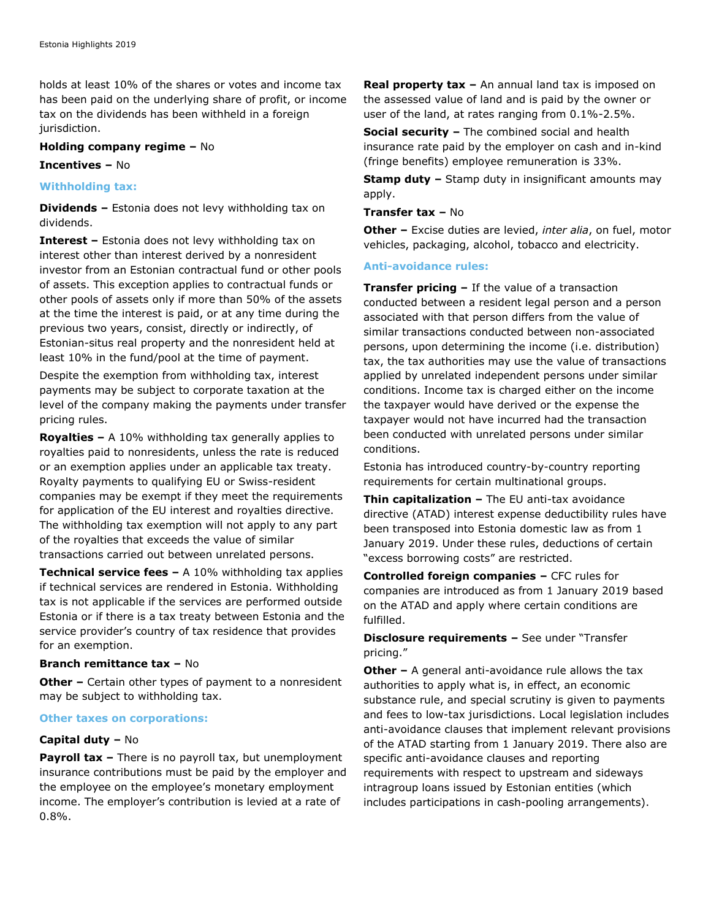holds at least 10% of the shares or votes and income tax has been paid on the underlying share of profit, or income tax on the dividends has been withheld in a foreign jurisdiction.

**Holding company regime –** No

**Incentives –** No

## Withholding tax:

**Dividends –** Estonia does not levy withholding tax on dividends.

**Interest –** Estonia does not levy withholding tax on interest other than interest derived by a nonresident investor from an Estonian contractual fund or other pools of assets. This exception applies to contractual funds or other pools of assets only if more than 50% of the assets at the time the interest is paid, or at any time during the previous two years, consist, directly or indirectly, of Estonian-situs real property and the nonresident held at least 10% in the fund/pool at the time of payment.

Despite the exemption from withholding tax, interest payments may be subject to corporate taxation at the level of the company making the payments under transfer pricing rules.

**Royalties –** A 10% withholding tax generally applies to royalties paid to nonresidents, unless the rate is reduced or an exemption applies under an applicable tax treaty. Royalty payments to qualifying EU or Swiss-resident companies may be exempt if they meet the requirements for application of the EU interest and royalties directive. The withholding tax exemption will not apply to any part of the royalties that exceeds the value of similar transactions carried out between unrelated persons.

**Technical service fees –** A 10% withholding tax applies if technical services are rendered in Estonia. Withholding tax is not applicable if the services are performed outside Estonia or if there is a tax treaty between Estonia and the service provider's country of tax residence that provides for an exemption.

**Branch remittance tax –** No

**Other –** Certain other types of payment to a nonresident may be subject to withholding tax.

## Other taxes on corporations:

**Capital duty –** No

**Payroll tax –** There is no payroll tax, but unemployment insurance contributions must be paid by the employer and the employee on the employee's monetary employment income. The employer's contribution is levied at a rate of 0.8%.

**Real property tax –** An annual land tax is imposed on the assessed value of land and is paid by the owner or user of the land, at rates ranging from 0.1%-2.5%.

**Social security –** The combined social and health insurance rate paid by the employer on cash and in-kind (fringe benefits) employee remuneration is 33%.

**Stamp duty –** Stamp duty in insignificant amounts may apply.

**Transfer tax –** No

**Other –** Excise duties are levied, *inter alia*, on fuel, motor vehicles, packaging, alcohol, tobacco and electricity.

## Anti-avoidance rules:

**Transfer pricing –** If the value of a transaction conducted between a resident legal person and a person associated with that person differs from the value of similar transactions conducted between non-associated persons, upon determining the income (i.e. distribution) tax, the tax authorities may use the value of transactions applied by unrelated independent persons under similar conditions. Income tax is charged either on the income the taxpayer would have derived or the expense the taxpayer would not have incurred had the transaction been conducted with unrelated persons under similar conditions.

Estonia has introduced country-by-country reporting requirements for certain multinational groups.

**Thin capitalization –** The EU anti-tax avoidance directive (ATAD) interest expense deductibility rules have been transposed into Estonia domestic law as from 1 January 2019. Under these rules, deductions of certain "excess borrowing costs" are restricted.

**Controlled foreign companies –** CFC rules for companies are introduced as from 1 January 2019 based on the ATAD and apply where certain conditions are fulfilled.

**Disclosure requirements –** See under "Transfer pricing."

**Other –** A general anti-avoidance rule allows the tax authorities to apply what is, in effect, an economic substance rule, and special scrutiny is given to payments and fees to low-tax jurisdictions. Local legislation includes anti-avoidance clauses that implement relevant provisions of the ATAD starting from 1 January 2019. There also are specific anti-avoidance clauses and reporting requirements with respect to upstream and sideways intragroup loans issued by Estonian entities (which includes participations in cash-pooling arrangements).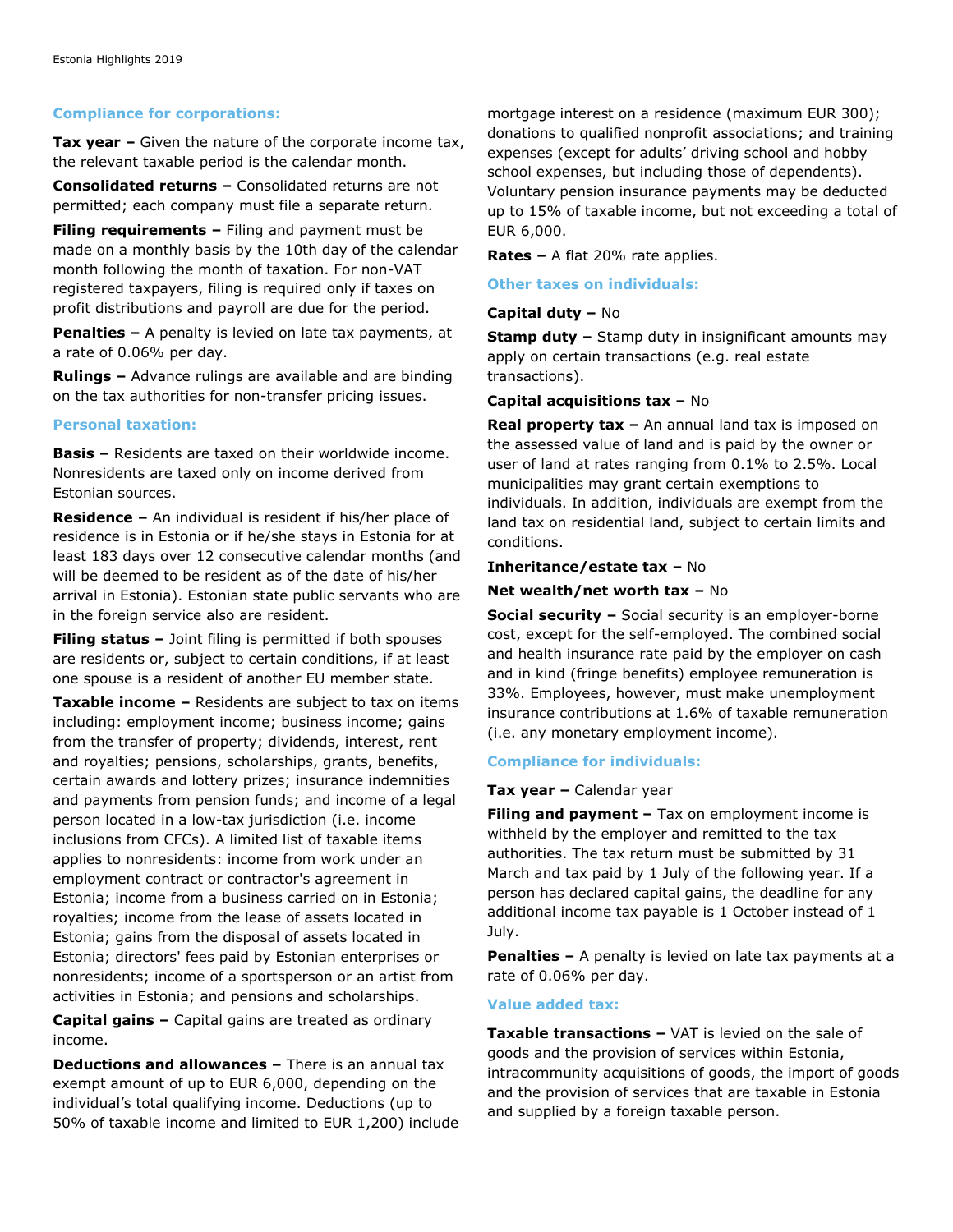### Compliance for corporations:

**Tax year –** Given the nature of the corporate income tax, the relevant taxable period is the calendar month.

**Consolidated returns –** Consolidated returns are not permitted; each company must file a separate return.

**Filing requirements –** Filing and payment must be made on a monthly basis by the 10th day of the calendar month following the month of taxation. For non-VAT registered taxpayers, filing is required only if taxes on profit distributions and payroll are due for the period.

**Penalties –** A penalty is levied on late tax payments, at a rate of 0.06% per day.

**Rulings –** Advance rulings are available and are binding on the tax authorities for non-transfer pricing issues.

### Personal taxation:

**Basis –** Residents are taxed on their worldwide income. Nonresidents are taxed only on income derived from Estonian sources.

**Residence –** An individual is resident if his/her place of residence is in Estonia or if he/she stays in Estonia for at least 183 days over 12 consecutive calendar months (and will be deemed to be resident as of the date of his/her arrival in Estonia). Estonian state public servants who are in the foreign service also are resident.

**Filing status –** Joint filing is permitted if both spouses are residents or, subject to certain conditions, if at least one spouse is a resident of another EU member state.

**Taxable income –** Residents are subject to tax on items including: employment income; business income; gains from the transfer of property; dividends, interest, rent and royalties; pensions, scholarships, grants, benefits, certain awards and lottery prizes; insurance indemnities and payments from pension funds; and income of a legal person located in a low-tax jurisdiction (i.e. income inclusions from CFCs). A limited list of taxable items applies to nonresidents: income from work under an employment contract or contractor's agreement in Estonia; income from a business carried on in Estonia; royalties; income from the lease of assets located in Estonia; gains from the disposal of assets located in Estonia; directors' fees paid by Estonian enterprises or nonresidents; income of a sportsperson or an artist from activities in Estonia; and pensions and scholarships.

**Capital gains –** Capital gains are treated as ordinary income.

**Deductions and allowances –** There is an annual tax exempt amount of up to EUR 6,000, depending on the individual's total qualifying income. Deductions (up to 50% of taxable income and limited to EUR 1,200) include mortgage interest on a residence (maximum EUR 300); donations to qualified nonprofit associations; and training expenses (except for adults' driving school and hobby school expenses, but including those of dependents). Voluntary pension insurance payments may be deducted up to 15% of taxable income, but not exceeding a total of EUR 6,000.

**Rates –** A flat 20% rate applies.

### Other taxes on individuals:

**Capital duty –** No

**Stamp duty –** Stamp duty in insignificant amounts may apply on certain transactions (e.g. real estate transactions).

**Capital acquisitions tax –** No

**Real property tax –** An annual land tax is imposed on the assessed value of land and is paid by the owner or user of land at rates ranging from 0.1% to 2.5%. Local municipalities may grant certain exemptions to individuals. In addition, individuals are exempt from the land tax on residential land, subject to certain limits and conditions.

**Inheritance/estate tax –** No

**Net wealth/net worth tax –** No

**Social security –** Social security is an employer-borne cost, except for the self-employed. The combined social and health insurance rate paid by the employer on cash and in kind (fringe benefits) employee remuneration is 33%. Employees, however, must make unemployment insurance contributions at 1.6% of taxable remuneration (i.e. any monetary employment income).

### Compliance for individuals:

**Tax year –** Calendar year

**Filing and payment –** Tax on employment income is withheld by the employer and remitted to the tax authorities. The tax return must be submitted by 31 March and tax paid by 1 July of the following year. If a person has declared capital gains, the deadline for any additional income tax payable is 1 October instead of 1 July.

**Penalties –** A penalty is levied on late tax payments at a rate of 0.06% per day.

### Value added tax:

**Taxable transactions –** VAT is levied on the sale of goods and the provision of services within Estonia, intracommunity acquisitions of goods, the import of goods and the provision of services that are taxable in Estonia and supplied by a foreign taxable person.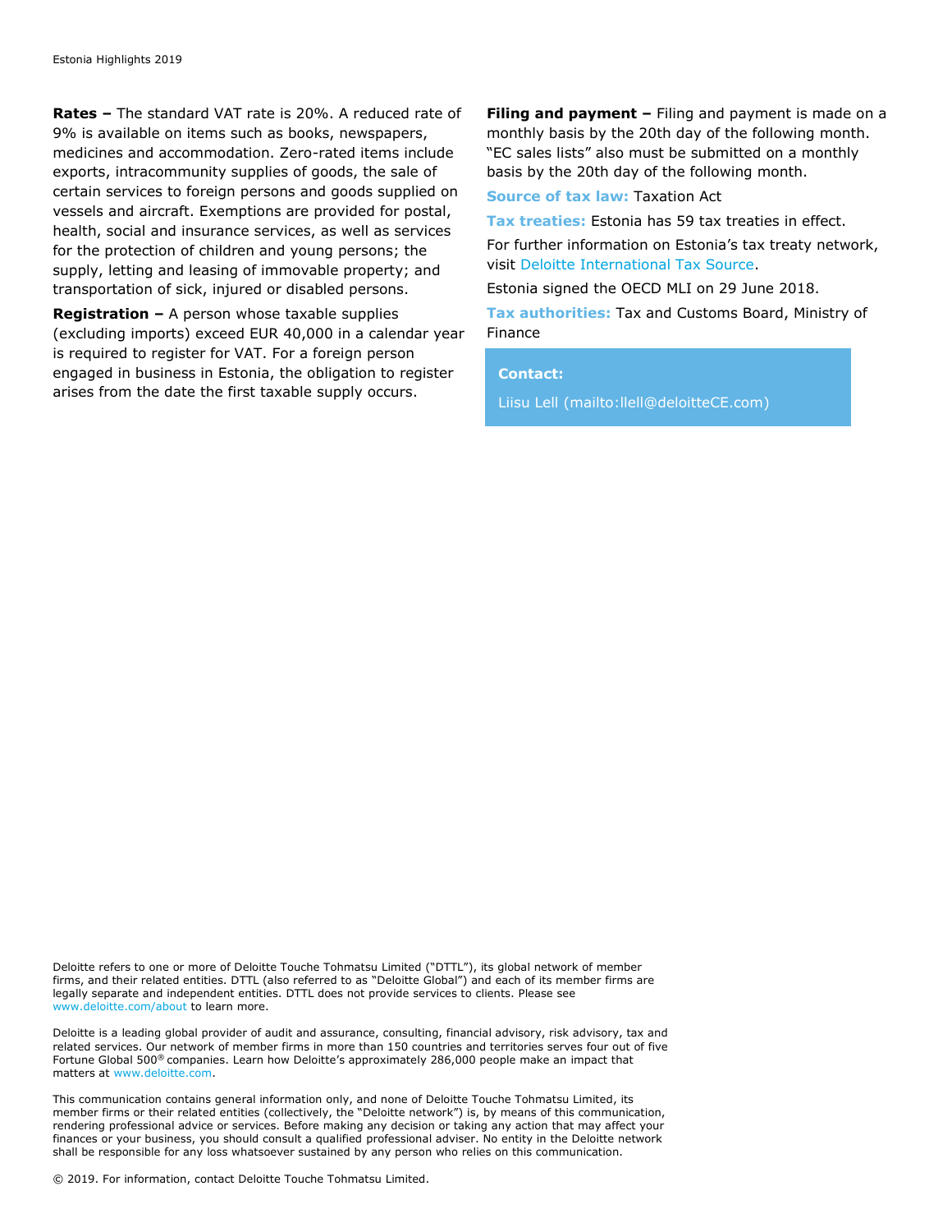**Rates –** The standard VAT rate is 20%. A reduced rate of 9% is available on items such as books, newspapers, medicines and accommodation. Zero-rated items include exports, intracommunity supplies of goods, the sale of certain services to foreign persons and goods supplied on vessels and aircraft. Exemptions are provided for postal, health, social and insurance services, as well as services for the protection of children and young persons; the supply, letting and leasing of immovable property; and transportation of sick, injured or disabled persons.

**Registration –** A person whose taxable supplies (excluding imports) exceed EUR 40,000 in a calendar year is required to register for VAT. For a foreign person engaged in business in Estonia, the obligation to register arises from the date the first taxable supply occurs.

**Filing and payment –** Filing and payment is made on a monthly basis by the 20th day of the following month. "EC sales lists" also must be submitted on a monthly basis by the 20th day of the following month.

**Source of tax law:** Taxation Act

**Tax treaties:** Estonia has 59 tax treaties in effect.

For further information on Estonia's tax treaty network, visit Deloitte International Tax Source.

Estonia signed the OECD MLI on 29 June 2018.

**Tax authorities:** Tax and Customs Board, Ministry of Finance

**Contact:**

Liisu Lell (mailto:llell@deloitteCE.com)

Deloitte refers to one or more of Deloitte Touche Tohmatsu Limited ("DTTL"), its global network of member firms, and their related entities. DTTL (also referred to as "Deloitte Global") and each of its member firms are legally separate and independent entities. DTTL does not provide services to clients. Please see www.deloitte.com/about to learn more.

Deloitte is a leading global provider of audit and assurance, consulting, financial advisory, risk advisory, tax and related services. Our network of member firms in more than 150 countries and territories serves four out of five Fortune Global 500® companies. Learn how Deloitte's approximately 286,000 people make an impact that matters at www.deloitte.com.

This communication contains general information only, and none of Deloitte Touche Tohmatsu Limited, its member firms or their related entities (collectively, the "Deloitte network") is, by means of this communication, rendering professional advice or services. Before making any decision or taking any action that may affect your finances or your business, you should consult a qualified professional adviser. No entity in the Deloitte network shall be responsible for any loss whatsoever sustained by any person who relies on this communication.

© 2019. For information, contact Deloitte Touche Tohmatsu Limited.